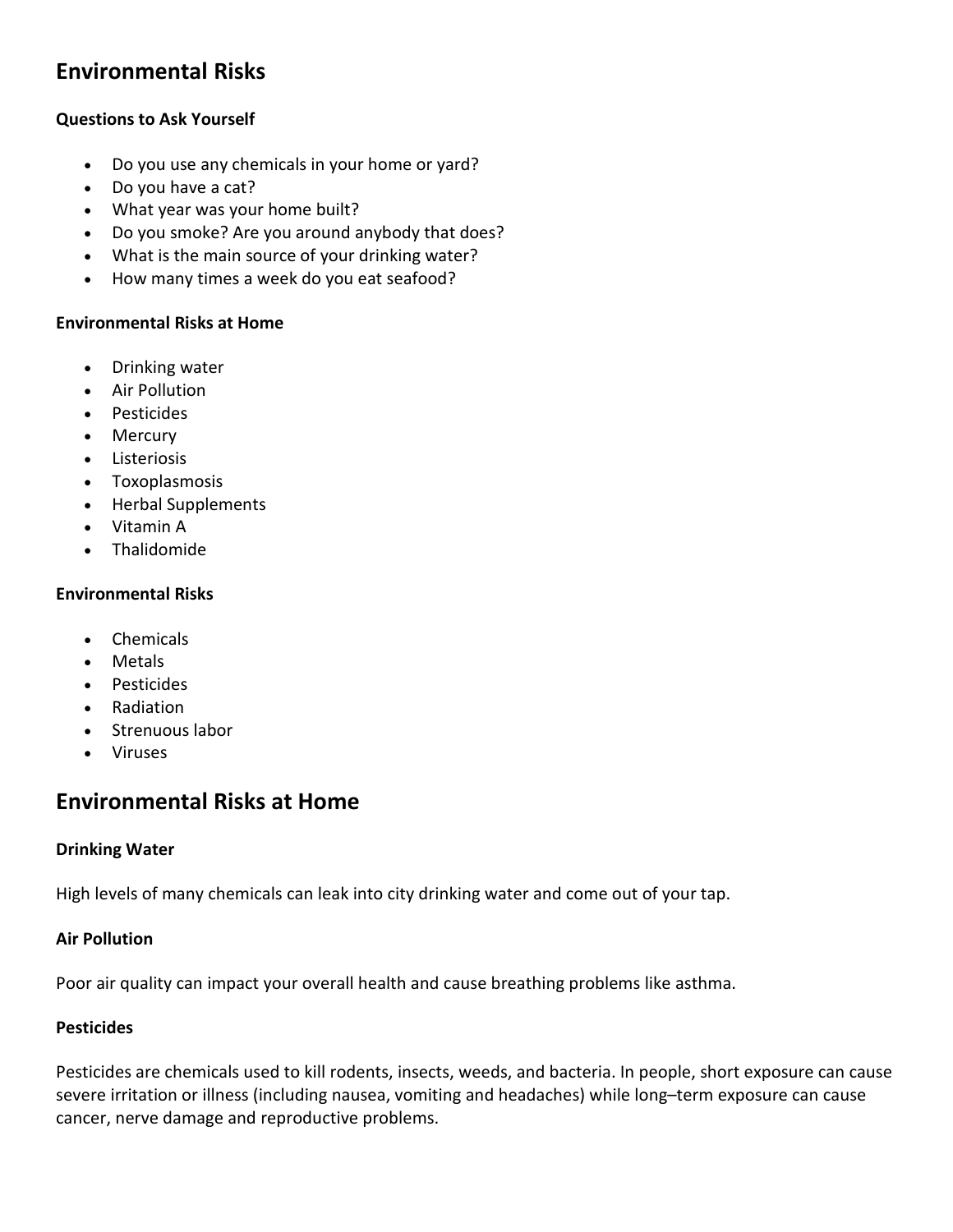# Environmental Risks

### Questions to Ask Yourself

- Do you use any chemicals in your home or yard?
- Do you have a cat?
- What year was your home built?
- Do you smoke? Are you around anybody that does?
- What is the main source of your drinking water?
- How many times a week do you eat seafood?

### Environmental Risks at Home

- Drinking water
- Air Pollution
- Pesticides
- Mercury
- Listeriosis
- Toxoplasmosis
- Herbal Supplements
- Vitamin A
- Thalidomide

### Environmental Risks

- Chemicals
- Metals
- Pesticides
- Radiation
- Strenuous labor
- Viruses

# Environmental Risks at Home

### Drinking Water

High levels of many chemicals can leak into city drinking water and come out of your tap.

### Air Pollution

Poor air quality can impact your overall health and cause breathing problems like asthma.

### Pesticides

Pesticides are chemicals used to kill rodents, insects, weeds, and bacteria. In people, short exposure can cause severe irritation or illness (including nausea, vomiting and headaches) while long–term exposure can cause cancer, nerve damage and reproductive problems.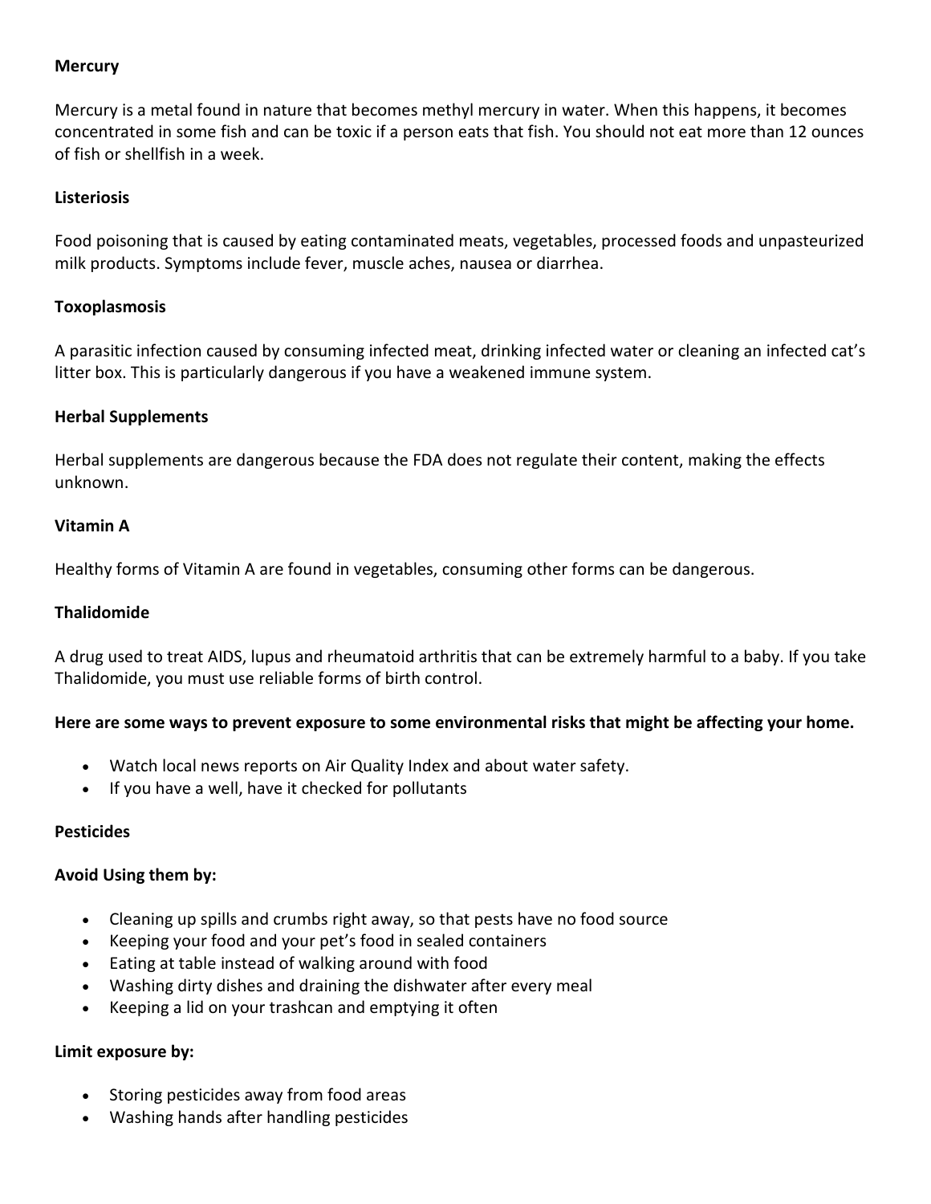**Mercury**

Mercury is a metal found in nature that becomes methyl mercury in water. When this happens, it becomes concentrated in some fish and can be toxic if a person eats that fish. You should not eat more than 12 ounces of fish or shellfish in a week.

**Listeriosis**

Food poisoning that is caused by eating contaminated meats, vegetables, processed foods and unpasteurized milk products. Symptoms include fever, muscle aches, nausea or diarrhea.

**Toxoplasmosis**

A parasitic infection caused by consuming infected meat, drinking infected water or cleaning an infected cat's litter box. This is particularly dangerous if you have a weakened immune system.

**Herbal Supplements**

Herbal supplements are dangerous because the FDA does not regulate their content, making the effects unknown.

**Vitamin A**

Healthy forms of Vitamin A are found in vegetables, consuming other forms can be dangerous.

**Thalidomide**

A drug used to treat AIDS, lupus and rheumatoid arthritis that can be extremely harmful to a baby. If you take Thalidomide, you must use reliable forms of birth control.

**Here are some ways to prevent exposure to some environmental risks that might be affecting your home.**

- Watch local news reports on Air Quality Index and about water safety.
- If you have a well, have it checked for pollutants

**Pesticides**

**Avoid Using them by:**

- Cleaning up spills and crumbs right away, so that pests have no food source
- Keeping your food and your pet's food in sealed containers
- Eating at table instead of walking around with food
- Washing dirty dishes and draining the dishwater after every meal
- Keeping a lid on your trashcan and emptying it often

**Limit exposure by:**

- Storing pesticides away from food areas
- Washing hands after handling pesticides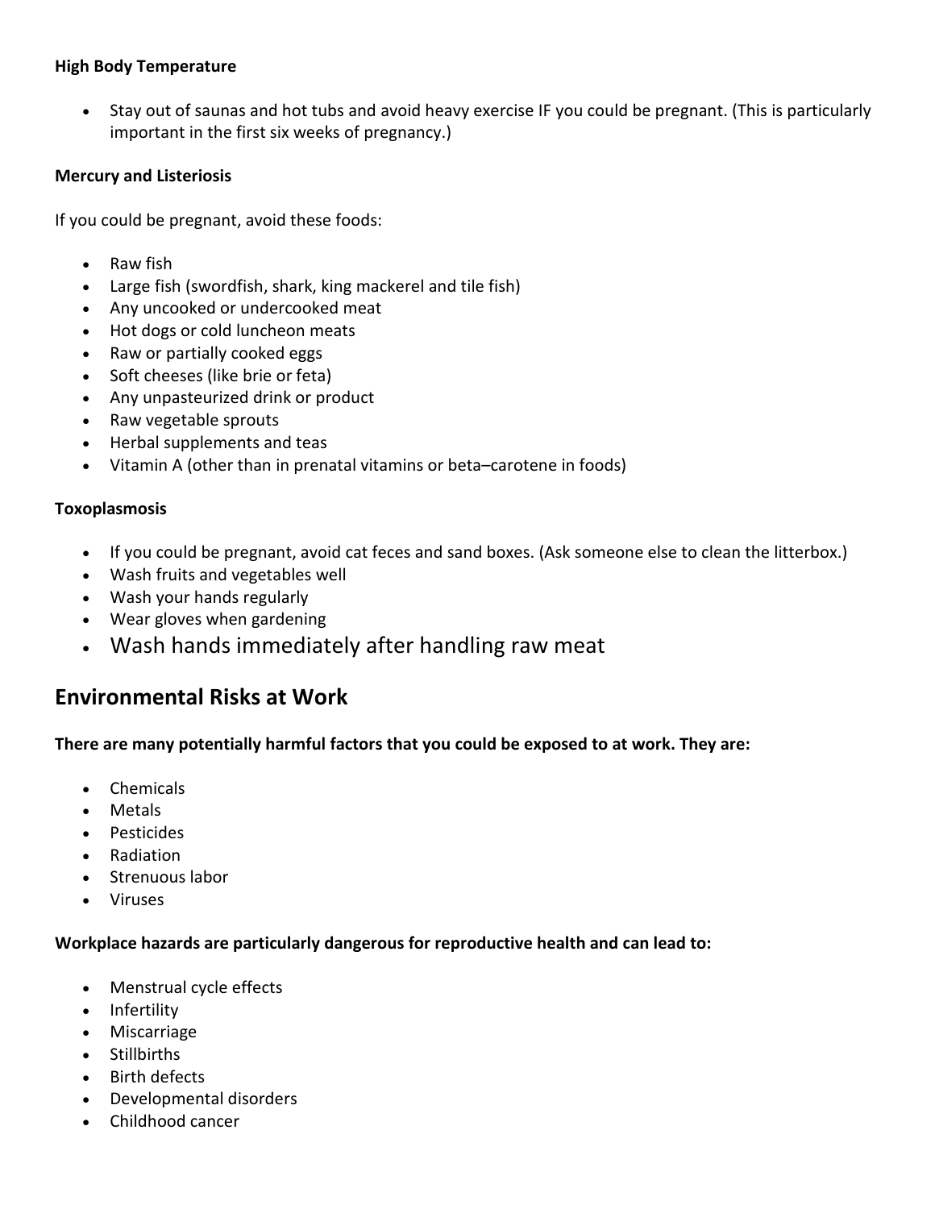**High Body Temperature**

- Stay out of saunas and hot tubs and avoid heavy exercise IF you could be pregnant. (This is particularly important in the first six weeks of pregnancy.)

**Mercury and Listeriosis**

If you could be pregnant, avoid these foods:

- Raw fish
- Large fish (swordfish, shark, king mackerel and tile fish)
- Any uncooked or undercooked meat
- Hot dogs or cold luncheon meats
- Raw or partially cooked eggs
- Soft cheeses (like brie or feta)
- Any unpasteurized drink or product
- Raw vegetable sprouts
- Herbal supplements and teas
- Vitamin A (other than in prenatal vitamins or beta–carotene in foods)

**Toxoplasmosis**

- If you could be pregnant, avoid cat feces and sand boxes. (Ask someone else to clean the litterbox.)
- Wash fruits and vegetables well
- Wash your hands regularly
- Wear gloves when gardening
- Wash hands immediately after handling raw meat

## Environmental Risks at Work

**There are many potentially harmful factors that you could be exposed to at work. They are:**

- Chemicals
- Metals
- Pesticides
- Radiation
- Strenuous labor
- Viruses

**Workplace hazards are particularly dangerous for reproductive health and can lead to:**

- Menstrual cycle effects
- Infertility
- Miscarriage
- Stillbirths
- Birth defects
- Developmental disorders
- Childhood cancer